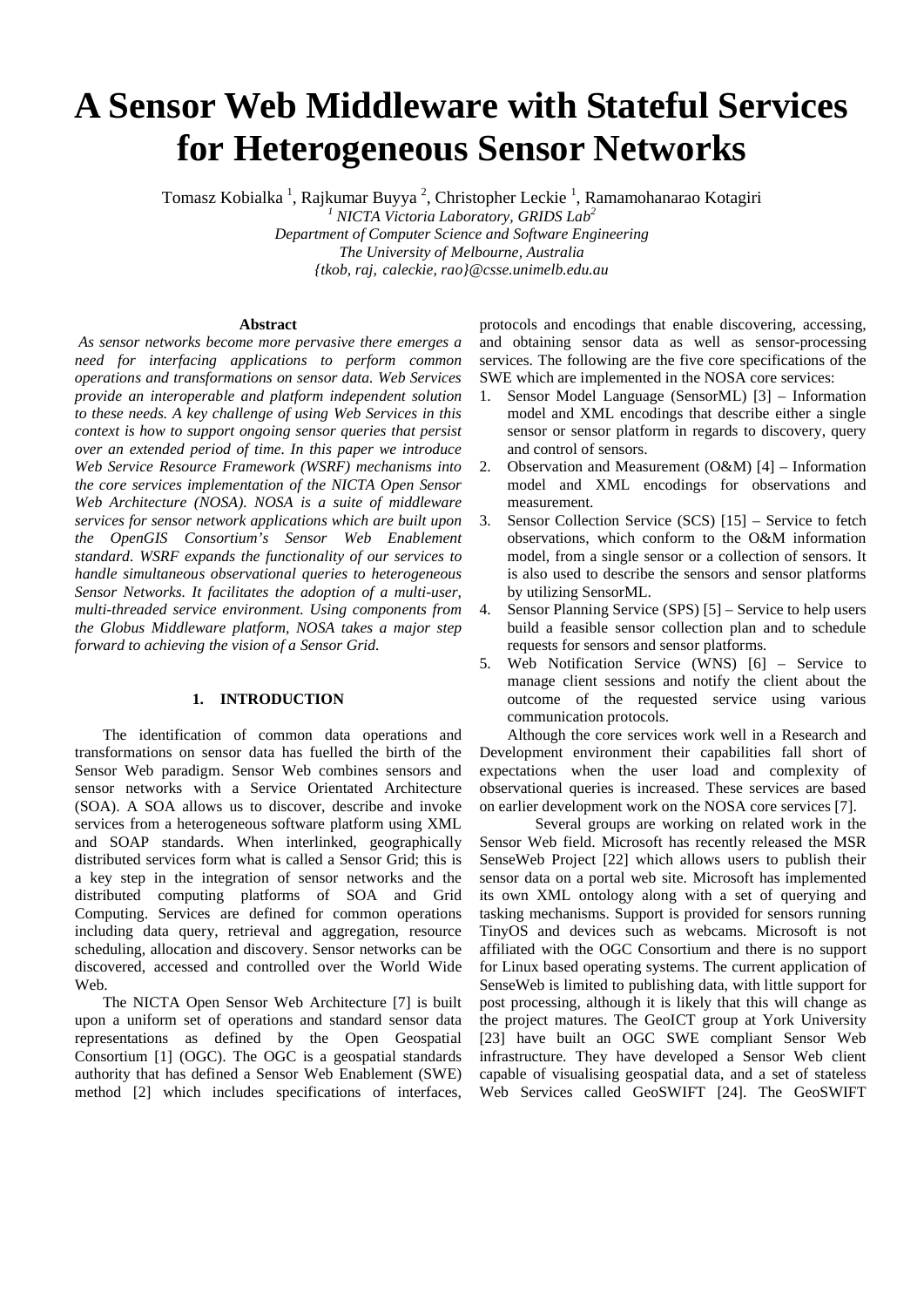# A Sensor Web Middleware with Stateful Services for Heterogeneous Sensor Networks

Tomasz Kobialka [1], Rajkumar Buyya [2], Christopher Leckie [1], Ramamohanarao Kotagiri

*[1] NICTA Victoria Laboratory, GRIDS Lab[2]*
*Department of Computer Science and Software Engineering*
*The University of Melbourne, Australia*
*{tkob, raj, caleckie, rao}@csse.unimelb.edu.au*

**Abstract**

*As sensor networks become more pervasive there emerges a need for interfacing applications to perform common operations and transformations on sensor data. Web Services provide an interoperable and platform independent solution to these needs. A key challenge of using Web Services in this context is how to support ongoing sensor queries that persist over an extended period of time. In this paper we introduce Web Service Resource Framework (WSRF) mechanisms into the core services implementation of the NICTA Open Sensor Web Architecture (NOSA). NOSA is a suite of middleware services for sensor network applications which are built upon the OpenGIS Consortium's Sensor Web Enablement standard. WSRF expands the functionality of our services to handle simultaneous observational queries to heterogeneous Sensor Networks. It facilitates the adoption of a multi-user, multi-threaded service environment. Using components from the Globus Middleware platform, NOSA takes a major step forward to achieving the vision of a Sensor Grid.*

## 1. INTRODUCTION

The identification of common data operations and transformations on sensor data has fuelled the birth of the Sensor Web paradigm. Sensor Web combines sensors and sensor networks with a Service Orientated Architecture (SOA). A SOA allows us to discover, describe and invoke services from a heterogeneous software platform using XML and SOAP standards. When interlinked, geographically distributed services form what is called a Sensor Grid; this is a key step in the integration of sensor networks and the distributed computing platforms of SOA and Grid Computing. Services are defined for common operations including data query, retrieval and aggregation, resource scheduling, allocation and discovery. Sensor networks can be discovered, accessed and controlled over the World Wide Web.

The NICTA Open Sensor Web Architecture [7] is built upon a uniform set of operations and standard sensor data representations as defined by the Open Geospatial Consortium [1] (OGC). The OGC is a geospatial standards authority that has defined a Sensor Web Enablement (SWE) method [2] which includes specifications of interfaces, protocols and encodings that enable discovering, accessing, and obtaining sensor data as well as sensor-processing services. The following are the five core specifications of the SWE which are implemented in the NOSA core services:

1. Sensor Model Language (SensorML) [3] – Information model and XML encodings that describe either a single sensor or sensor platform in regards to discovery, query and control of sensors.
2. Observation and Measurement (O&M) [4] – Information model and XML encodings for observations and measurement.
3. Sensor Collection Service (SCS) [15] – Service to fetch observations, which conform to the O&M information model, from a single sensor or a collection of sensors. It is also used to describe the sensors and sensor platforms by utilizing SensorML.
4. Sensor Planning Service (SPS) [5] – Service to help users build a feasible sensor collection plan and to schedule requests for sensors and sensor platforms.
5. Web Notification Service (WNS) [6] – Service to manage client sessions and notify the client about the outcome of the requested service using various communication protocols.

Although the core services work well in a Research and Development environment their capabilities fall short of expectations when the user load and complexity of observational queries is increased. These services are based on earlier development work on the NOSA core services [7].

Several groups are working on related work in the Sensor Web field. Microsoft has recently released the MSR SenseWeb Project [22] which allows users to publish their sensor data on a portal web site. Microsoft has implemented its own XML ontology along with a set of querying and tasking mechanisms. Support is provided for sensors running TinyOS and devices such as webcams. Microsoft is not affiliated with the OGC Consortium and there is no support for Linux based operating systems. The current application of SenseWeb is limited to publishing data, with little support for post processing, although it is likely that this will change as the project matures. The GeoICT group at York University [23] have built an OGC SWE compliant Sensor Web infrastructure. They have developed a Sensor Web client capable of visualising geospatial data, and a set of stateless Web Services called GeoSWIFT [24]. The GeoSWIFT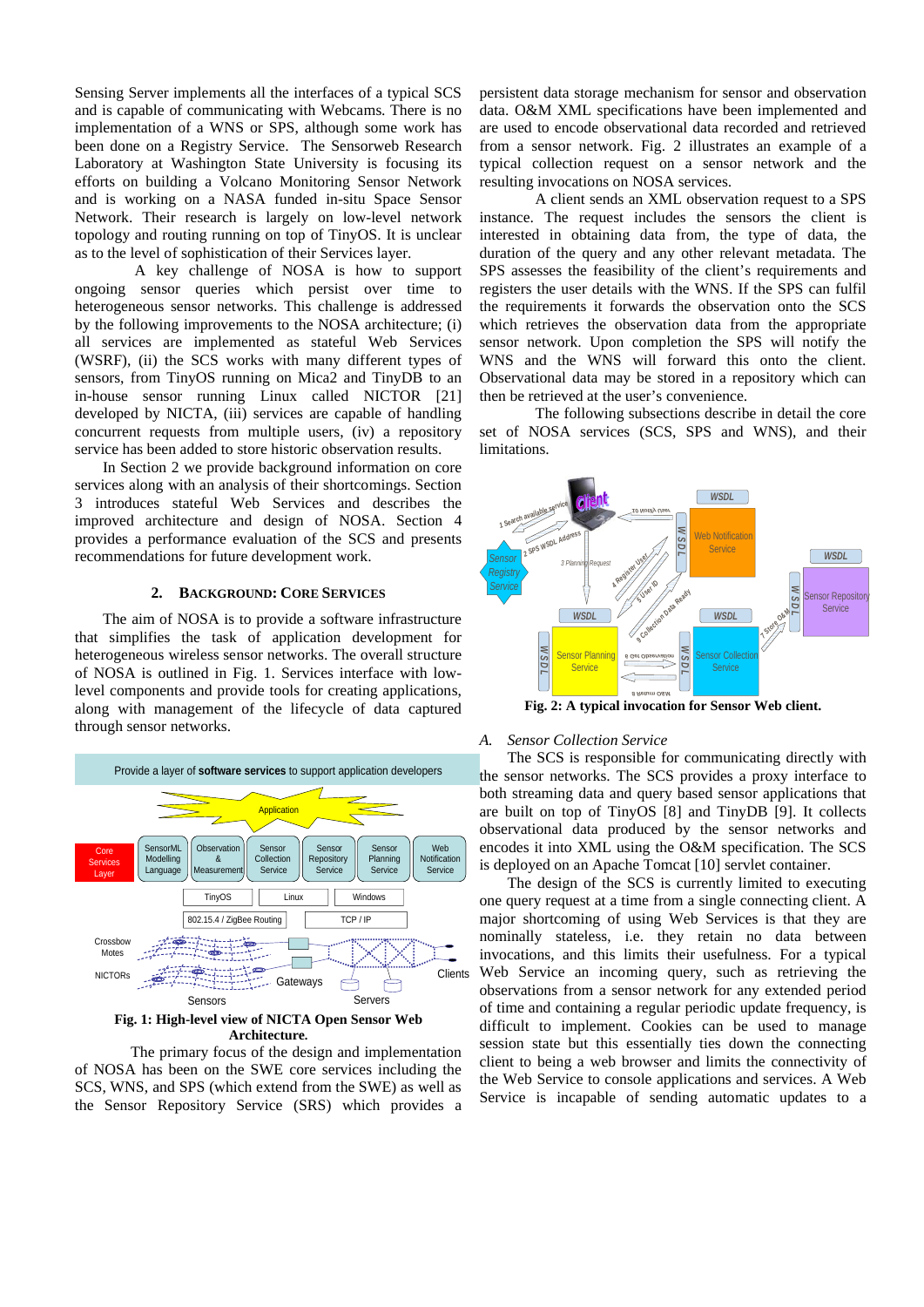Sensing Server implements all the interfaces of a typical SCS and is capable of communicating with Webcams. There is no implementation of a WNS or SPS, although some work has been done on a Registry Service. The Sensorweb Research Laboratory at Washington State University is focusing its efforts on building a Volcano Monitoring Sensor Network and is working on a NASA funded in-situ Space Sensor Network. Their research is largely on low-level network topology and routing running on top of TinyOS. It is unclear as to the level of sophistication of their Services layer.

A key challenge of NOSA is how to support ongoing sensor queries which persist over time to heterogeneous sensor networks. This challenge is addressed by the following improvements to the NOSA architecture; (i) all services are implemented as stateful Web Services (WSRF), (ii) the SCS works with many different types of sensors, from TinyOS running on Mica2 and TinyDB to an in-house sensor running Linux called NICTOR [21] developed by NICTA, (iii) services are capable of handling concurrent requests from multiple users, (iv) a repository service has been added to store historic observation results.

In Section 2 we provide background information on core services along with an analysis of their shortcomings. Section 3 introduces stateful Web Services and describes the improved architecture and design of NOSA. Section 4 provides a performance evaluation of the SCS and presents recommendations for future development work.

## 2. Background: Core Services

The aim of NOSA is to provide a software infrastructure that simplifies the task of application development for heterogeneous wireless sensor networks. The overall structure of NOSA is outlined in Fig. 1. Services interface with low-level components and provide tools for creating applications, along with management of the lifecycle of data captured through sensor networks.

**Fig. 1: High-level view of NICTA Open Sensor Web Architecture.**

The primary focus of the design and implementation of NOSA has been on the SWE core services including the SCS, WNS, and SPS (which extend from the SWE) as well as the Sensor Repository Service (SRS) which provides a persistent data storage mechanism for sensor and observation data. O&M XML specifications have been implemented and are used to encode observational data recorded and retrieved from a sensor network. Fig. 2 illustrates an example of a typical collection request on a sensor network and the resulting invocations on NOSA services.

A client sends an XML observation request to a SPS instance. The request includes the sensors the client is interested in obtaining data from, the type of data, the duration of the query and any other relevant metadata. The SPS assesses the feasibility of the client's requirements and registers the user details with the WNS. If the SPS can fulfil the requirements it forwards the observation onto the SCS which retrieves the observation data from the appropriate sensor network. Upon completion the SPS will notify the WNS and the WNS will forward this onto the client. Observational data may be stored in a repository which can then be retrieved at the user's convenience.

The following subsections describe in detail the core set of NOSA services (SCS, SPS and WNS), and their limitations.

**Fig. 2: A typical invocation for Sensor Web client.**

### A. *Sensor Collection Service*

The SCS is responsible for communicating directly with the sensor networks. The SCS provides a proxy interface to both streaming data and query based sensor applications that are built on top of TinyOS [8] and TinyDB [9]. It collects observational data produced by the sensor networks and encodes it into XML using the O&M specification. The SCS is deployed on an Apache Tomcat [10] servlet container.

The design of the SCS is currently limited to executing one query request at a time from a single connecting client. A major shortcoming of using Web Services is that they are nominally stateless, i.e. they retain no data between invocations, and this limits their usefulness. For a typical Web Service an incoming query, such as retrieving the observations from a sensor network for any extended period of time and containing a regular periodic update frequency, is difficult to implement. Cookies can be used to manage session state but this essentially ties down the connecting client to being a web browser and limits the connectivity of the Web Service to console applications and services. A Web Service is incapable of sending automatic updates to a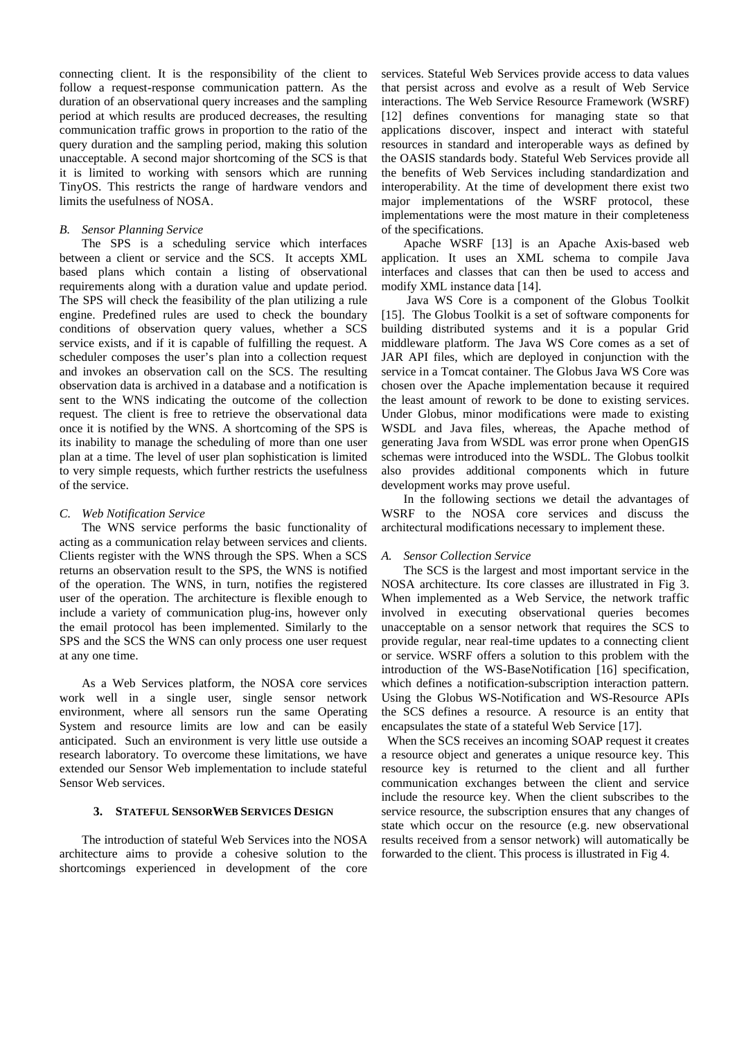connecting client. It is the responsibility of the client to follow a request-response communication pattern. As the duration of an observational query increases and the sampling period at which results are produced decreases, the resulting communication traffic grows in proportion to the ratio of the query duration and the sampling period, making this solution unacceptable. A second major shortcoming of the SCS is that it is limited to working with sensors which are running TinyOS. This restricts the range of hardware vendors and limits the usefulness of NOSA.

### *B. Sensor Planning Service*

The SPS is a scheduling service which interfaces between a client or service and the SCS. It accepts XML based plans which contain a listing of observational requirements along with a duration value and update period. The SPS will check the feasibility of the plan utilizing a rule engine. Predefined rules are used to check the boundary conditions of observation query values, whether a SCS service exists, and if it is capable of fulfilling the request. A scheduler composes the user's plan into a collection request and invokes an observation call on the SCS. The resulting observation data is archived in a database and a notification is sent to the WNS indicating the outcome of the collection request. The client is free to retrieve the observational data once it is notified by the WNS. A shortcoming of the SPS is its inability to manage the scheduling of more than one user plan at a time. The level of user plan sophistication is limited to very simple requests, which further restricts the usefulness of the service.

### *C. Web Notification Service*

The WNS service performs the basic functionality of acting as a communication relay between services and clients. Clients register with the WNS through the SPS. When a SCS returns an observation result to the SPS, the WNS is notified of the operation. The WNS, in turn, notifies the registered user of the operation. The architecture is flexible enough to include a variety of communication plug-ins, however only the email protocol has been implemented. Similarly to the SPS and the SCS the WNS can only process one user request at any one time.

As a Web Services platform, the NOSA core services work well in a single user, single sensor network environment, where all sensors run the same Operating System and resource limits are low and can be easily anticipated. Such an environment is very little use outside a research laboratory. To overcome these limitations, we have extended our Sensor Web implementation to include stateful Sensor Web services.

## 3. STATEFUL SENSORWEB SERVICES DESIGN

The introduction of stateful Web Services into the NOSA architecture aims to provide a cohesive solution to the shortcomings experienced in development of the core services. Stateful Web Services provide access to data values that persist across and evolve as a result of Web Service interactions. The Web Service Resource Framework (WSRF) [12] defines conventions for managing state so that applications discover, inspect and interact with stateful resources in standard and interoperable ways as defined by the OASIS standards body. Stateful Web Services provide all the benefits of Web Services including standardization and interoperability. At the time of development there exist two major implementations of the WSRF protocol, these implementations were the most mature in their completeness of the specifications.

Apache WSRF [13] is an Apache Axis-based web application. It uses an XML schema to compile Java interfaces and classes that can then be used to access and modify XML instance data [14].

Java WS Core is a component of the Globus Toolkit [15]. The Globus Toolkit is a set of software components for building distributed systems and it is a popular Grid middleware platform. The Java WS Core comes as a set of JAR API files, which are deployed in conjunction with the service in a Tomcat container. The Globus Java WS Core was chosen over the Apache implementation because it required the least amount of rework to be done to existing services. Under Globus, minor modifications were made to existing WSDL and Java files, whereas, the Apache method of generating Java from WSDL was error prone when OpenGIS schemas were introduced into the WSDL. The Globus toolkit also provides additional components which in future development works may prove useful.

In the following sections we detail the advantages of WSRF to the NOSA core services and discuss the architectural modifications necessary to implement these.

### *A. Sensor Collection Service*

The SCS is the largest and most important service in the NOSA architecture. Its core classes are illustrated in Fig 3. When implemented as a Web Service, the network traffic involved in executing observational queries becomes unacceptable on a sensor network that requires the SCS to provide regular, near real-time updates to a connecting client or service. WSRF offers a solution to this problem with the introduction of the WS-BaseNotification [16] specification, which defines a notification-subscription interaction pattern. Using the Globus WS-Notification and WS-Resource APIs the SCS defines a resource. A resource is an entity that encapsulates the state of a stateful Web Service [17].

When the SCS receives an incoming SOAP request it creates a resource object and generates a unique resource key. This resource key is returned to the client and all further communication exchanges between the client and service include the resource key. When the client subscribes to the service resource, the subscription ensures that any changes of state which occur on the resource (e.g. new observational results received from a sensor network) will automatically be forwarded to the client. This process is illustrated in Fig 4.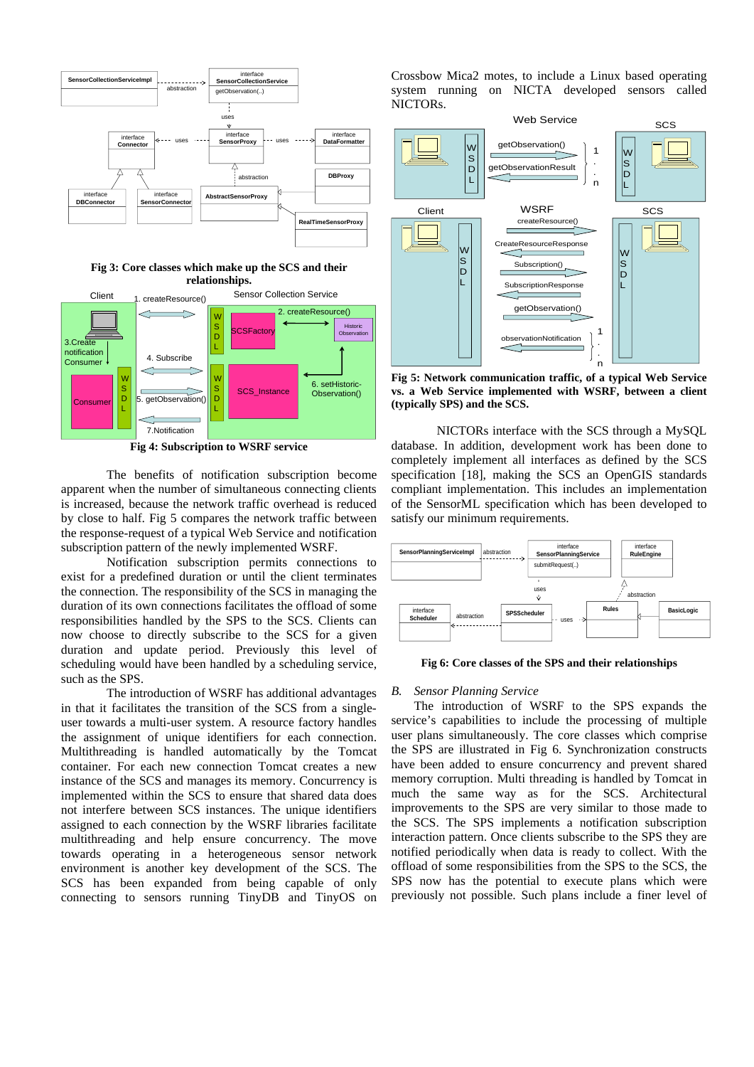Fig 3: Core classes which make up the SCS and their relationships.

Fig 4: Subscription to WSRF service

The benefits of notification subscription become apparent when the number of simultaneous connecting clients is increased, because the network traffic overhead is reduced by close to half. Fig 5 compares the network traffic between the response-request of a typical Web Service and notification subscription pattern of the newly implemented WSRF.

Notification subscription permits connections to exist for a predefined duration or until the client terminates the connection. The responsibility of the SCS in managing the duration of its own connections facilitates the offload of some responsibilities handled by the SPS to the SCS. Clients can now choose to directly subscribe to the SCS for a given duration and update period. Previously this level of scheduling would have been handled by a scheduling service, such as the SPS.

The introduction of WSRF has additional advantages in that it facilitates the transition of the SCS from a single-user towards a multi-user system. A resource factory handles the assignment of unique identifiers for each connection. Multithreading is handled automatically by the Tomcat container. For each new connection Tomcat creates a new instance of the SCS and manages its memory. Concurrency is implemented within the SCS to ensure that shared data does not interfere between SCS instances. The unique identifiers assigned to each connection by the WSRF libraries facilitate multithreading and help ensure concurrency. The move towards operating in a heterogeneous sensor network environment is another key development of the SCS. The SCS has been expanded from being capable of only connecting to sensors running TinyDB and TinyOS on Crossbow Mica2 motes, to include a Linux based operating system running on NICTA developed sensors called NICTORs.

Fig 5: Network communication traffic, of a typical Web Service vs. a Web Service implemented with WSRF, between a client (typically SPS) and the SCS.

NICTORs interface with the SCS through a MySQL database. In addition, development work has been done to completely implement all interfaces as defined by the SCS specification [18], making the SCS an OpenGIS standards compliant implementation. This includes an implementation of the SensorML specification which has been developed to satisfy our minimum requirements.

Fig 6: Core classes of the SPS and their relationships

### *B. Sensor Planning Service*

The introduction of WSRF to the SPS expands the service's capabilities to include the processing of multiple user plans simultaneously. The core classes which comprise the SPS are illustrated in Fig 6. Synchronization constructs have been added to ensure concurrency and prevent shared memory corruption. Multi threading is handled by Tomcat in much the same way as for the SCS. Architectural improvements to the SPS are very similar to those made to the SCS. The SPS implements a notification subscription interaction pattern. Once clients subscribe to the SPS they are notified periodically when data is ready to collect. With the offload of some responsibilities from the SPS to the SCS, the SPS now has the potential to execute plans which were previously not possible. Such plans include a finer level of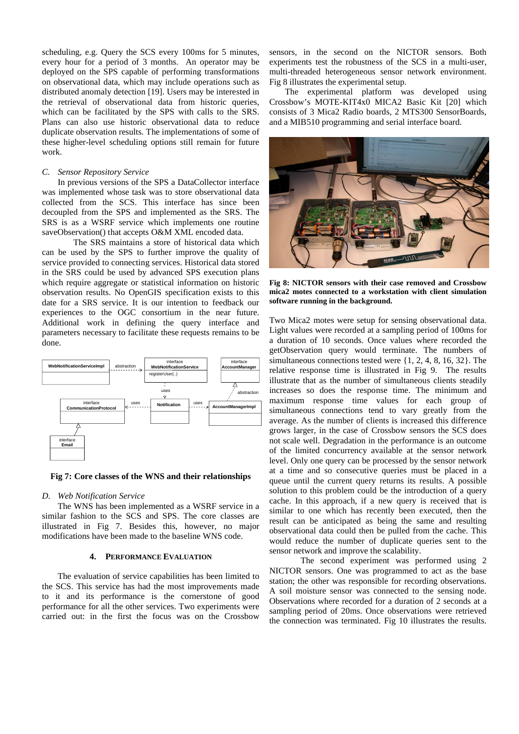scheduling, e.g. Query the SCS every 100ms for 5 minutes, every hour for a period of 3 months. An operator may be deployed on the SPS capable of performing transformations on observational data, which may include operations such as distributed anomaly detection [19]. Users may be interested in the retrieval of observational data from historic queries, which can be facilitated by the SPS with calls to the SRS. Plans can also use historic observational data to reduce duplicate observation results. The implementations of some of these higher-level scheduling options still remain for future work.

### *C. Sensor Repository Service*

In previous versions of the SPS a DataCollector interface was implemented whose task was to store observational data collected from the SCS. This interface has since been decoupled from the SPS and implemented as the SRS. The SRS is as a WSRF service which implements one routine saveObservation() that accepts O&M XML encoded data.

The SRS maintains a store of historical data which can be used by the SPS to further improve the quality of service provided to connecting services. Historical data stored in the SRS could be used by advanced SPS execution plans which require aggregate or statistical information on historic observation results. No OpenGIS specification exists to this date for a SRS service. It is our intention to feedback our experiences to the OGC consortium in the near future. Additional work in defining the query interface and parameters necessary to facilitate these requests remains to be done.

WebNotificationServiceImpl
abstraction
interface
WebNotificationService
registerUser(..)
interface
AccountManager
uses
abstraction
interface
CommunicationProtocol
uses
Notification
uses
AccountManagerImpl
interface
Email

**Fig 7: Core classes of the WNS and their relationships**

### *D. Web Notification Service*

The WNS has been implemented as a WSRF service in a similar fashion to the SCS and SPS. The core classes are illustrated in Fig 7. Besides this, however, no major modifications have been made to the baseline WNS code.

## 4. Performance Evaluation

The evaluation of service capabilities has been limited to the SCS. This service has had the most improvements made to it and its performance is the cornerstone of good performance for all the other services. Two experiments were carried out: in the first the focus was on the Crossbow sensors, in the second on the NICTOR sensors. Both experiments test the robustness of the SCS in a multi-user, multi-threaded heterogeneous sensor network environment. Fig 8 illustrates the experimental setup.

The experimental platform was developed using Crossbow's MOTE-KIT4x0 MICA2 Basic Kit [20] which consists of 3 Mica2 Radio boards, 2 MTS300 SensorBoards, and a MIB510 programming and serial interface board.

**Fig 8: NICTOR sensors with their case removed and Crossbow mica2 motes connected to a workstation with client simulation software running in the background.**

Two Mica2 motes were setup for sensing observational data. Light values were recorded at a sampling period of 100ms for a duration of 10 seconds. Once values where recorded the getObservation query would terminate. The numbers of simultaneous connections tested were {1, 2, 4, 8, 16, 32}. The relative response time is illustrated in Fig 9. The results illustrate that as the number of simultaneous clients steadily increases so does the response time. The minimum and maximum response time values for each group of simultaneous connections tend to vary greatly from the average. As the number of clients is increased this difference grows larger, in the case of Crossbow sensors the SCS does not scale well. Degradation in the performance is an outcome of the limited concurrency available at the sensor network level. Only one query can be processed by the sensor network at a time and so consecutive queries must be placed in a queue until the current query returns its results. A possible solution to this problem could be the introduction of a query cache. In this approach, if a new query is received that is similar to one which has recently been executed, then the result can be anticipated as being the same and resulting observational data could then be pulled from the cache. This would reduce the number of duplicate queries sent to the sensor network and improve the scalability.

The second experiment was performed using 2 NICTOR sensors. One was programmed to act as the base station; the other was responsible for recording observations. A soil moisture sensor was connected to the sensing node. Observations where recorded for a duration of 2 seconds at a sampling period of 20ms. Once observations were retrieved the connection was terminated. Fig 10 illustrates the results.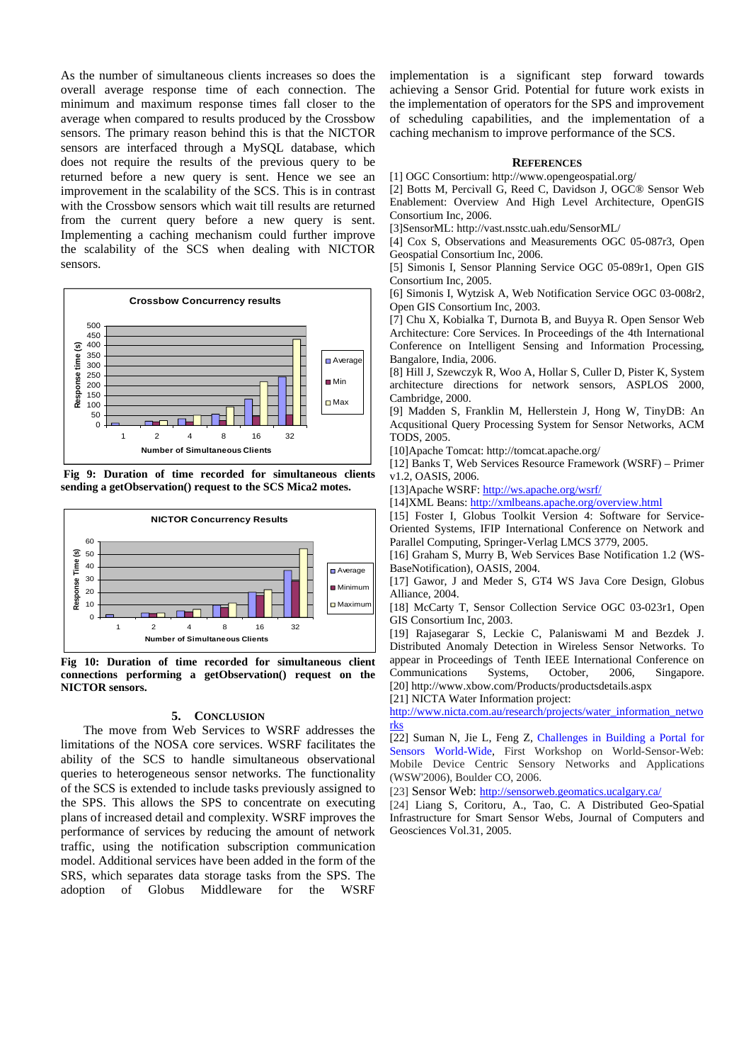As the number of simultaneous clients increases so does the overall average response time of each connection. The minimum and maximum response times fall closer to the average when compared to results produced by the Crossbow sensors. The primary reason behind this is that the NICTOR sensors are interfaced through a MySQL database, which does not require the results of the previous query to be returned before a new query is sent. Hence we see an improvement in the scalability of the SCS. This is in contrast with the Crossbow sensors which wait till results are returned from the current query before a new query is sent. Implementing a caching mechanism could further improve the scalability of the SCS when dealing with NICTOR sensors.

Crossbow Concurrency results

Response time (s)

500
450
400
350
300
250
200
150
100
50
0

1 2 4 8 16 32

Number of Simultaneous Clients

Average
Min
Max

**Fig 9: Duration of time recorded for simultaneous clients sending a getObservation() request to the SCS Mica2 motes.**

NICTOR Concurrency Results

Response Time (s)

60
50
40
30
20
10
0

1 2 4 8 16 32

Number of Simultaneous Clients

Average
Minimum
Maximum

**Fig 10: Duration of time recorded for simultaneous client connections performing a getObservation() request on the NICTOR sensors.**

## 5. Conclusion

The move from Web Services to WSRF addresses the limitations of the NOSA core services. WSRF facilitates the ability of the SCS to handle simultaneous observational queries to heterogeneous sensor networks. The functionality of the SCS is extended to include tasks previously assigned to the SPS. This allows the SPS to concentrate on executing plans of increased detail and complexity. WSRF improves the performance of services by reducing the amount of network traffic, using the notification subscription communication model. Additional services have been added in the form of the SRS, which separates data storage tasks from the SPS. The adoption of Globus Middleware for the WSRF implementation is a significant step forward towards achieving a Sensor Grid. Potential for future work exists in the implementation of operators for the SPS and improvement of scheduling capabilities, and the implementation of a caching mechanism to improve performance of the SCS.

## References

[1] OGC Consortium: http://www.opengeospatial.org/

[2] Botts M, Percivall G, Reed C, Davidson J, OGC® Sensor Web Enablement: Overview And High Level Architecture, OpenGIS Consortium Inc, 2006.

[3]SensorML: http://vast.nsstc.uah.edu/SensorML/

[4] Cox S, Observations and Measurements OGC 05-087r3, Open Geospatial Consortium Inc, 2006.

[5] Simonis I, Sensor Planning Service OGC 05-089r1, Open GIS Consortium Inc, 2005.

[6] Simonis I, Wytzisk A, Web Notification Service OGC 03-008r2, Open GIS Consortium Inc, 2003.

[7] Chu X, Kobialka T, Durnota B, and Buyya R. Open Sensor Web Architecture: Core Services. In Proceedings of the 4th International Conference on Intelligent Sensing and Information Processing, Bangalore, India, 2006.

[8] Hill J, Szewczyk R, Woo A, Hollar S, Culler D, Pister K, System architecture directions for network sensors, ASPLOS 2000, Cambridge, 2000.

[9] Madden S, Franklin M, Hellerstein J, Hong W, TinyDB: An Acquisitional Query Processing System for Sensor Networks, ACM TODS, 2005.

[10]Apache Tomcat: http://tomcat.apache.org/

[12] Banks T, Web Services Resource Framework (WSRF) – Primer v1.2, OASIS, 2006.

[13]Apache WSRF: http://ws.apache.org/wsrf/

[14]XML Beans: http://xmlbeans.apache.org/overview.html

[15] Foster I, Globus Toolkit Version 4: Software for Service-Oriented Systems, IFIP International Conference on Network and Parallel Computing, Springer-Verlag LMCS 3779, 2005.

[16] Graham S, Murry B, Web Services Base Notification 1.2 (WS-BaseNotification), OASIS, 2004.

[17] Gawor, J and Meder S, GT4 WS Java Core Design, Globus Alliance, 2004.

[18] McCarty T, Sensor Collection Service OGC 03-023r1, Open GIS Consortium Inc, 2003.

[19] Rajasegarar S, Leckie C, Palaniswami M and Bezdek J. Distributed Anomaly Detection in Wireless Sensor Networks. To appear in Proceedings of Tenth IEEE International Conference on Communications Systems, October, 2006, Singapore.

[20] http://www.xbow.com/Products/productsdetails.aspx

[21] NICTA Water Information project: http://www.nicta.com.au/research/projects/water_information_networks

[22] Suman N, Jie L, Feng Z, Challenges in Building a Portal for Sensors World-Wide, First Workshop on World-Sensor-Web: Mobile Device Centric Sensory Networks and Applications (WSW'2006), Boulder CO, 2006.

[23] Sensor Web: http://sensorweb.geomatics.ucalgary.ca/

[24] Liang S, Coritoru, A., Tao, C. A Distributed Geo-Spatial Infrastructure for Smart Sensor Webs, Journal of Computers and Geosciences Vol.31, 2005.